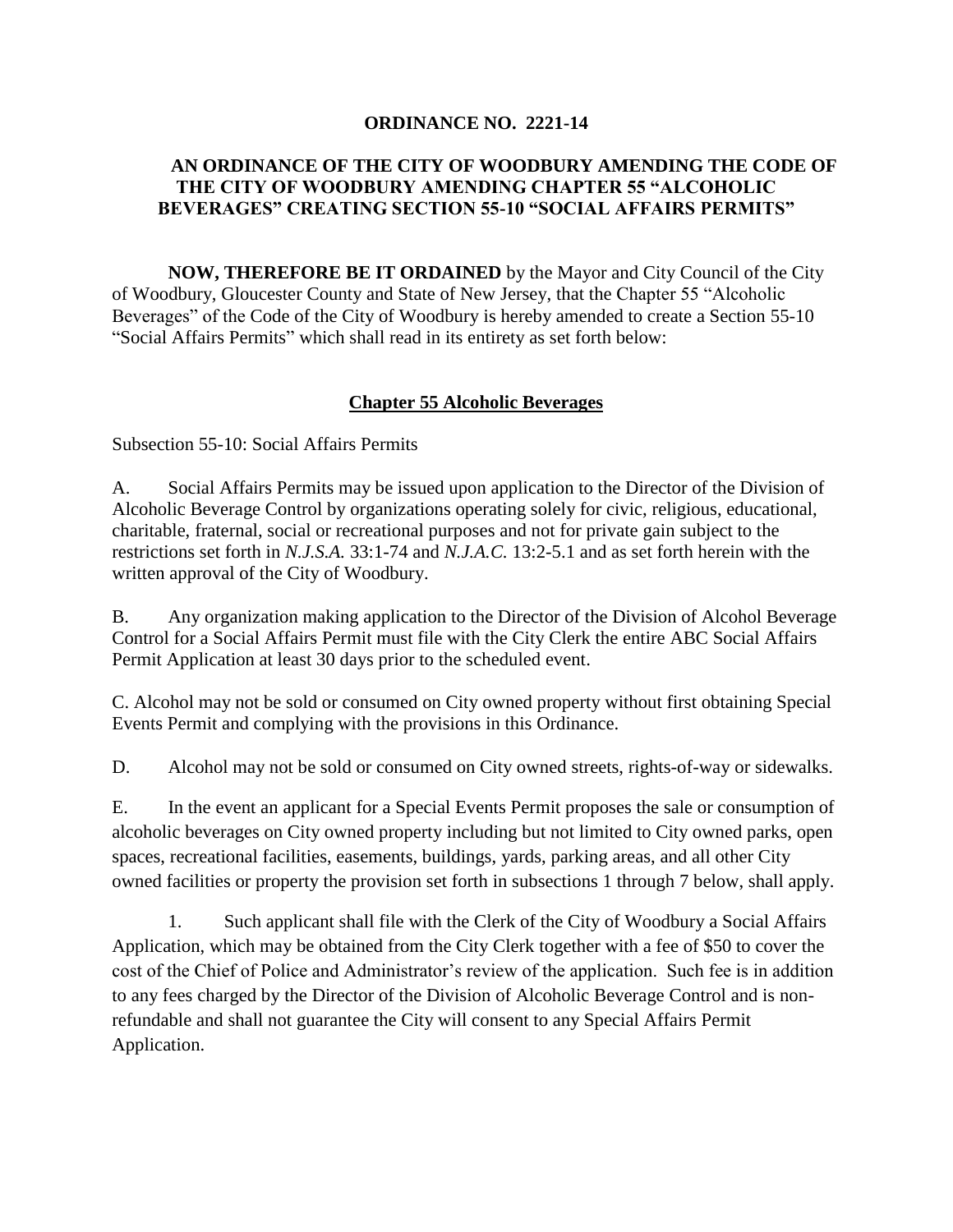# ORDINANCE NO. 2221-14

## AN ORDINANCE OF THE CITY OF WOODBURY AMENDING THE CODE OF THE CITY OF WOODBURY AMENDING CHAPTER 55 "ALCOHOLIC BEVERAGES" CREATING SECTION 55-10 "SOCIAL AFFAIRS PERMITS"

**NOW, THEREFORE BE IT ORDAINED** by the Mayor and City Council of the City of Woodbury, Gloucester County and State of New Jersey, that the Chapter 55 "Alcoholic Beverages" of the Code of the City of Woodbury is hereby amended to create a Section 55-10 "Social Affairs Permits" which shall read in its entirety as set forth below:

**<u>Chapter 55 Alcoholic Beverages</u>**

Subsection 55-10: Social Affairs Permits

A. Social Affairs Permits may be issued upon application to the Director of the Division of Alcoholic Beverage Control by organizations operating solely for civic, religious, educational, charitable, fraternal, social or recreational purposes and not for private gain subject to the restrictions set forth in *N.J.S.A.* 33:1-74 and *N.J.A.C.* 13:2-5.1 and as set forth herein with the written approval of the City of Woodbury.

B. Any organization making application to the Director of the Division of Alcohol Beverage Control for a Social Affairs Permit must file with the City Clerk the entire ABC Social Affairs Permit Application at least 30 days prior to the scheduled event.

C. Alcohol may not be sold or consumed on City owned property without first obtaining Special Events Permit and complying with the provisions in this Ordinance.

D. Alcohol may not be sold or consumed on City owned streets, rights-of-way or sidewalks.

E. In the event an applicant for a Special Events Permit proposes the sale or consumption of alcoholic beverages on City owned property including but not limited to City owned parks, open spaces, recreational facilities, easements, buildings, yards, parking areas, and all other City owned facilities or property the provision set forth in subsections 1 through 7 below, shall apply.

1. Such applicant shall file with the Clerk of the City of Woodbury a Social Affairs Application, which may be obtained from the City Clerk together with a fee of $50 to cover the cost of the Chief of Police and Administrator's review of the application. Such fee is in addition to any fees charged by the Director of the Division of Alcoholic Beverage Control and is non-refundable and shall not guarantee the City will consent to any Special Affairs Permit Application.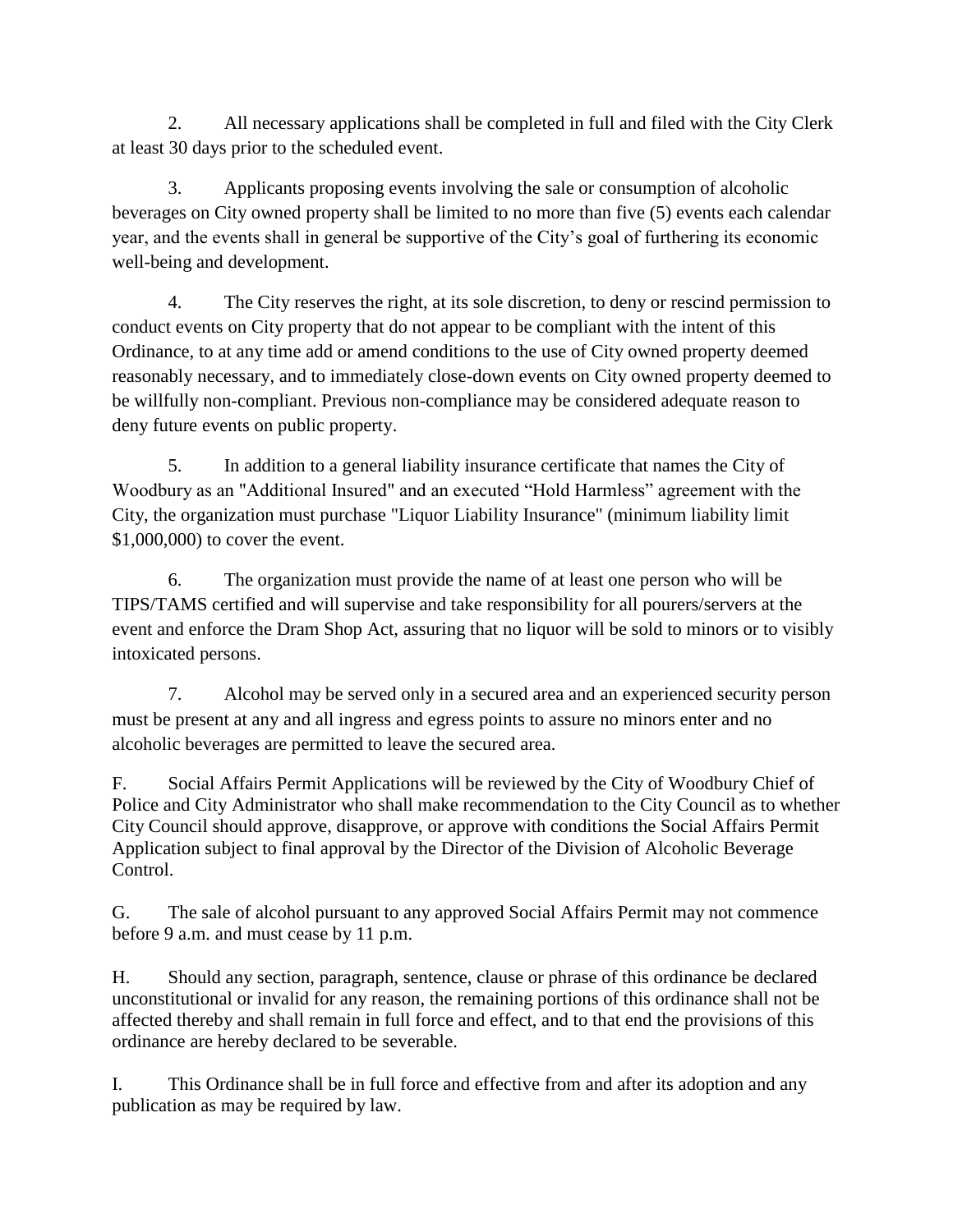2. All necessary applications shall be completed in full and filed with the City Clerk at least 30 days prior to the scheduled event.

3. Applicants proposing events involving the sale or consumption of alcoholic beverages on City owned property shall be limited to no more than five (5) events each calendar year, and the events shall in general be supportive of the City's goal of furthering its economic well-being and development.

4. The City reserves the right, at its sole discretion, to deny or rescind permission to conduct events on City property that do not appear to be compliant with the intent of this Ordinance, to at any time add or amend conditions to the use of City owned property deemed reasonably necessary, and to immediately close-down events on City owned property deemed to be willfully non-compliant. Previous non-compliance may be considered adequate reason to deny future events on public property.

5. In addition to a general liability insurance certificate that names the City of Woodbury as an "Additional Insured" and an executed "Hold Harmless" agreement with the City, the organization must purchase "Liquor Liability Insurance" (minimum liability limit $1,000,000) to cover the event.

6. The organization must provide the name of at least one person who will be TIPS/TAMS certified and will supervise and take responsibility for all pourers/servers at the event and enforce the Dram Shop Act, assuring that no liquor will be sold to minors or to visibly intoxicated persons.

7. Alcohol may be served only in a secured area and an experienced security person must be present at any and all ingress and egress points to assure no minors enter and no alcoholic beverages are permitted to leave the secured area.

F. Social Affairs Permit Applications will be reviewed by the City of Woodbury Chief of Police and City Administrator who shall make recommendation to the City Council as to whether City Council should approve, disapprove, or approve with conditions the Social Affairs Permit Application subject to final approval by the Director of the Division of Alcoholic Beverage Control.

G. The sale of alcohol pursuant to any approved Social Affairs Permit may not commence before 9 a.m. and must cease by 11 p.m.

H. Should any section, paragraph, sentence, clause or phrase of this ordinance be declared unconstitutional or invalid for any reason, the remaining portions of this ordinance shall not be affected thereby and shall remain in full force and effect, and to that end the provisions of this ordinance are hereby declared to be severable.

I. This Ordinance shall be in full force and effective from and after its adoption and any publication as may be required by law.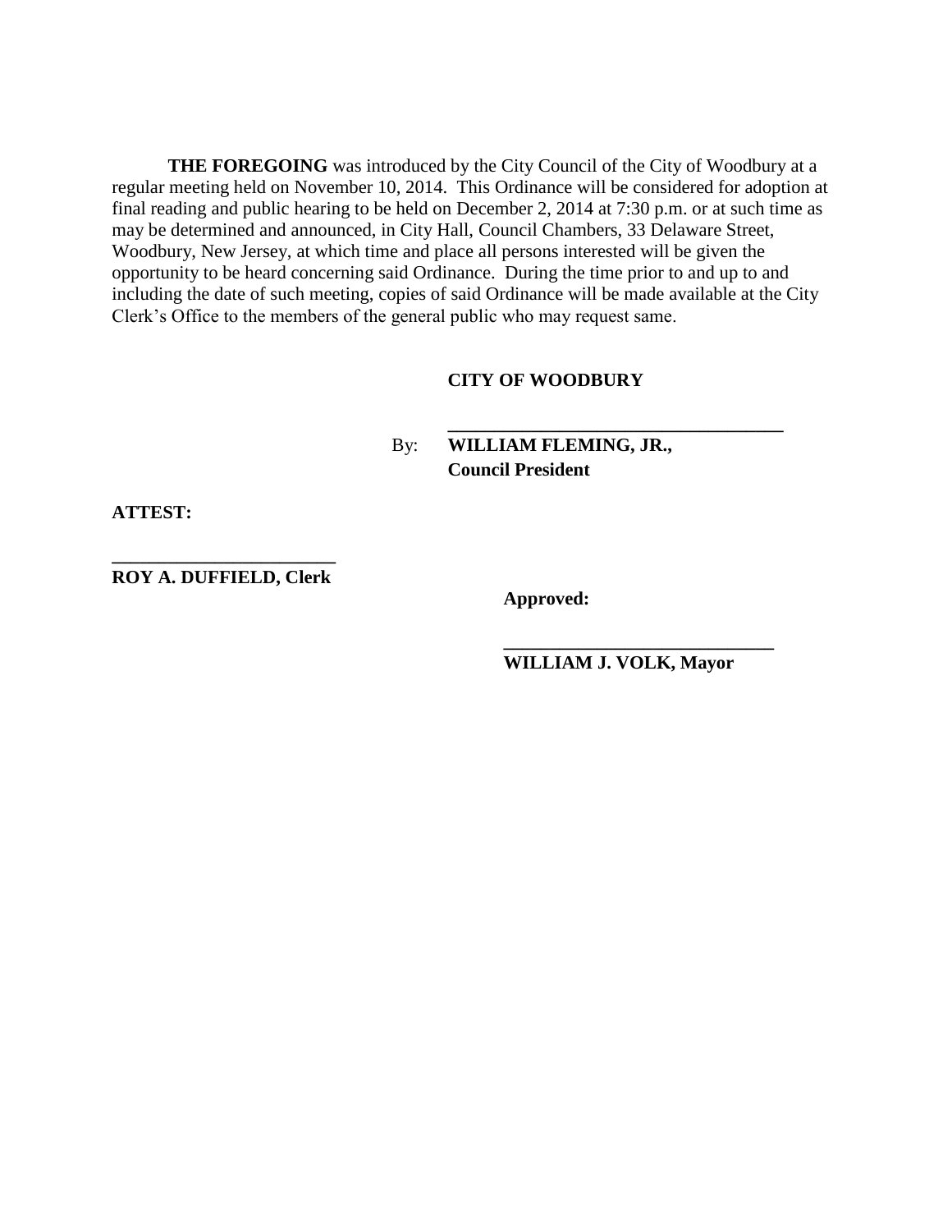**THE FOREGOING** was introduced by the City Council of the City of Woodbury at a regular meeting held on November 10, 2014. This Ordinance will be considered for adoption at final reading and public hearing to be held on December 2, 2014 at 7:30 p.m. or at such time as may be determined and announced, in City Hall, Council Chambers, 33 Delaware Street, Woodbury, New Jersey, at which time and place all persons interested will be given the opportunity to be heard concerning said Ordinance. During the time prior to and up to and including the date of such meeting, copies of said Ordinance will be made available at the City Clerk's Office to the members of the general public who may request same.

**CITY OF WOODBURY**

______________________________

By: **WILLIAM FLEMING, JR.,**
**Council President**

**ATTEST:**

______________________________
**ROY A. DUFFIELD, Clerk**

**Approved:**

______________________________
**WILLIAM J. VOLK, Mayor**